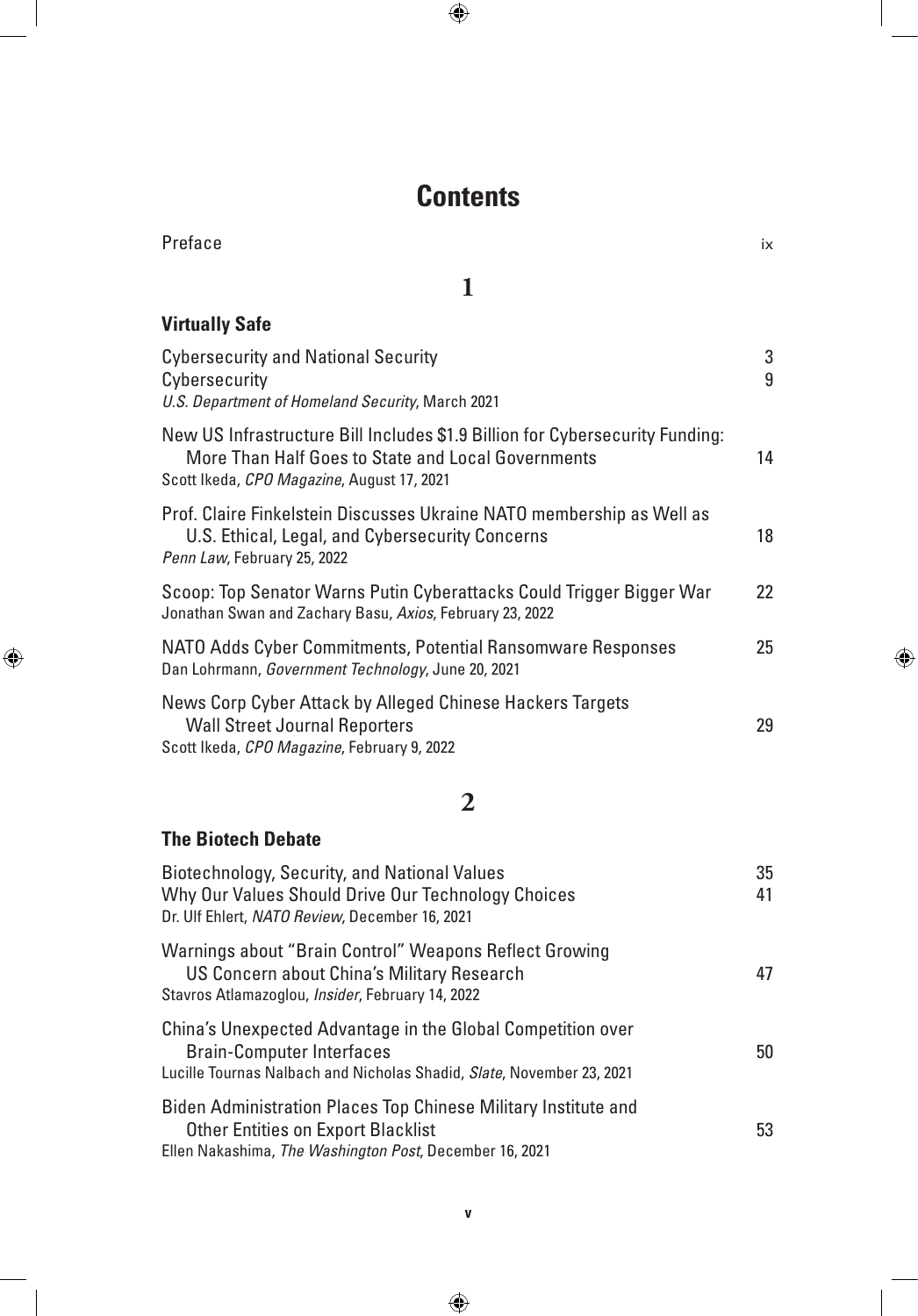# Contents

Preface ix

## 1

### Virtually Safe

Cybersecurity and National Security 3

Cybersecurity 9
*U.S. Department of Homeland Security*, March 2021

New US Infrastructure Bill Includes $1.9 Billion for Cybersecurity Funding: More Than Half Goes to State and Local Governments 14
Scott Ikeda, *CPO Magazine*, August 17, 2021

Prof. Claire Finkelstein Discusses Ukraine NATO membership as Well as U.S. Ethical, Legal, and Cybersecurity Concerns 18
*Penn Law*, February 25, 2022

Scoop: Top Senator Warns Putin Cyberattacks Could Trigger Bigger War 22
Jonathan Swan and Zachary Basu, *Axios*, February 23, 2022

NATO Adds Cyber Commitments, Potential Ransomware Responses 25
Dan Lohrmann, *Government Technology*, June 20, 2021

News Corp Cyber Attack by Alleged Chinese Hackers Targets Wall Street Journal Reporters 29
Scott Ikeda, *CPO Magazine*, February 9, 2022

## 2

### The Biotech Debate

Biotechnology, Security, and National Values 35

Why Our Values Should Drive Our Technology Choices 41
Dr. Ulf Ehlert, *NATO Review*, December 16, 2021

Warnings about "Brain Control" Weapons Reflect Growing US Concern about China's Military Research 47
Stavros Atlamazoglou, *Insider*, February 14, 2022

China's Unexpected Advantage in the Global Competition over Brain-Computer Interfaces 50
Lucille Tournas Nalbach and Nicholas Shadid, *Slate*, November 23, 2021

Biden Administration Places Top Chinese Military Institute and Other Entities on Export Blacklist 53
Ellen Nakashima, *The Washington Post*, December 16, 2021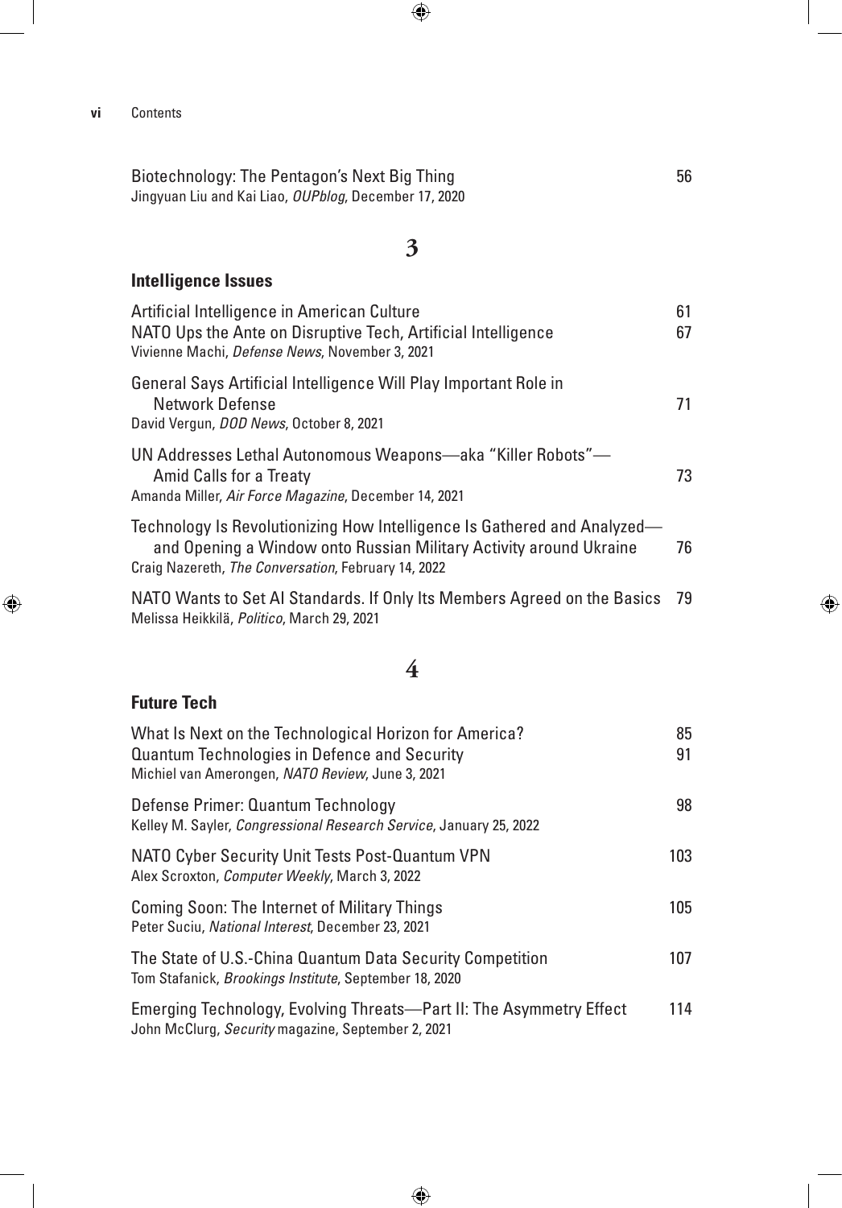Biotechnology: The Pentagon's Next Big Thing 56
Jingyuan Liu and Kai Liao, *OUPblog*, December 17, 2020

## 3

### Intelligence Issues

Artificial Intelligence in American Culture 61

NATO Ups the Ante on Disruptive Tech, Artificial Intelligence 67
Vivienne Machi, *Defense News*, November 3, 2021

General Says Artificial Intelligence Will Play Important Role in Network Defense 71
David Vergun, *DOD News*, October 8, 2021

UN Addresses Lethal Autonomous Weapons—aka "Killer Robots"—Amid Calls for a Treaty 73
Amanda Miller, *Air Force Magazine*, December 14, 2021

Technology Is Revolutionizing How Intelligence Is Gathered and Analyzed—and Opening a Window onto Russian Military Activity around Ukraine 76
Craig Nazereth, *The Conversation*, February 14, 2022

NATO Wants to Set AI Standards. If Only Its Members Agreed on the Basics 79
Melissa Heikkilä, *Politico*, March 29, 2021

## 4

### Future Tech

What Is Next on the Technological Horizon for America? 85

Quantum Technologies in Defence and Security 91
Michiel van Amerongen, *NATO Review*, June 3, 2021

Defense Primer: Quantum Technology 98
Kelley M. Sayler, *Congressional Research Service*, January 25, 2022

NATO Cyber Security Unit Tests Post-Quantum VPN 103
Alex Scroxton, *Computer Weekly*, March 3, 2022

Coming Soon: The Internet of Military Things 105
Peter Suciu, *National Interest*, December 23, 2021

The State of U.S.-China Quantum Data Security Competition 107
Tom Stafanick, *Brookings Institute*, September 18, 2020

Emerging Technology, Evolving Threats—Part II: The Asymmetry Effect 114
John McClurg, *Security* magazine, September 2, 2021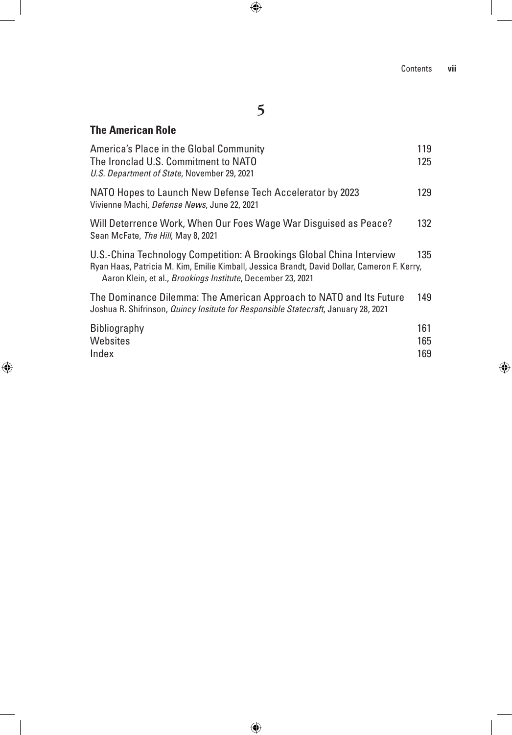# 5

## The American Role

America's Place in the Global Community 119

The Ironclad U.S. Commitment to NATO 125
*U.S. Department of State*, November 29, 2021

NATO Hopes to Launch New Defense Tech Accelerator by 2023 129
Vivienne Machi, *Defense News*, June 22, 2021

Will Deterrence Work, When Our Foes Wage War Disguised as Peace? 132
Sean McFate, *The Hill*, May 8, 2021

U.S.-China Technology Competition: A Brookings Global China Interview 135
Ryan Haas, Patricia M. Kim, Emilie Kimball, Jessica Brandt, David Dollar, Cameron F. Kerry, Aaron Klein, et al., *Brookings Institute*, December 23, 2021

The Dominance Dilemma: The American Approach to NATO and Its Future 149
Joshua R. Shifrinson, *Quincy Insitute for Responsible Statecraft*, January 28, 2021

Bibliography 161

Websites 165

Index 169